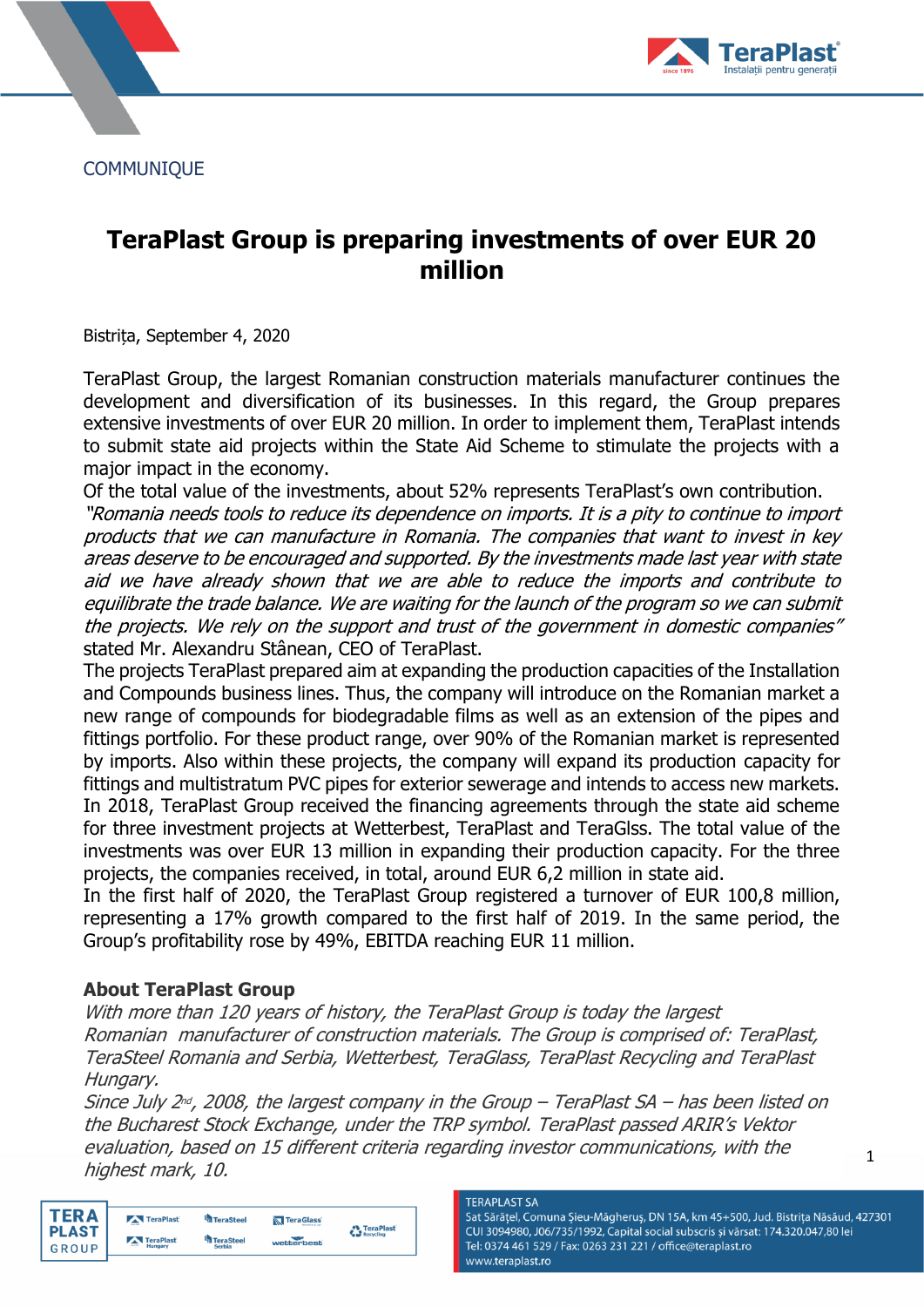COMMUNIQUE

# TeraPlast Group is preparing investments of over EUR 20 million

Bistrița, September 4, 2020

TeraPlast Group, the largest Romanian construction materials manufacturer continues the development and diversification of its businesses. In this regard, the Group prepares extensive investments of over EUR 20 million. In order to implement them, TeraPlast intends to submit state aid projects within the State Aid Scheme to stimulate the projects with a major impact in the economy.

Of the total value of the investments, about 52% represents TeraPlast's own contribution.

*"Romania needs tools to reduce its dependence on imports. It is a pity to continue to import products that we can manufacture in Romania. The companies that want to invest in key areas deserve to be encouraged and supported. By the investments made last year with state aid we have already shown that we are able to reduce the imports and contribute to equilibrate the trade balance. We are waiting for the launch of the program so we can submit the projects. We rely on the support and trust of the government in domestic companies"* stated Mr. Alexandru Stânean, CEO of TeraPlast.

The projects TeraPlast prepared aim at expanding the production capacities of the Installation and Compounds business lines. Thus, the company will introduce on the Romanian market a new range of compounds for biodegradable films as well as an extension of the pipes and fittings portfolio. For these product range, over 90% of the Romanian market is represented by imports. Also within these projects, the company will expand its production capacity for fittings and multistratum PVC pipes for exterior sewerage and intends to access new markets.

In 2018, TeraPlast Group received the financing agreements through the state aid scheme for three investment projects at Wetterbest, TeraPlast and TeraGlss. The total value of the investments was over EUR 13 million in expanding their production capacity. For the three projects, the companies received, in total, around EUR 6,2 million in state aid.

In the first half of 2020, the TeraPlast Group registered a turnover of EUR 100,8 million, representing a 17% growth compared to the first half of 2019. In the same period, the Group's profitability rose by 49%, EBITDA reaching EUR 11 million.

### About TeraPlast Group

*With more than 120 years of history, the TeraPlast Group is today the largest Romanian manufacturer of construction materials. The Group is comprised of: TeraPlast, TeraSteel Romania and Serbia, Wetterbest, TeraGlass, TeraPlast Recycling and TeraPlast Hungary.*

*Since July 2nd, 2008, the largest company in the Group – TeraPlast SA – has been listed on the Bucharest Stock Exchange, under the TRP symbol. TeraPlast passed ARIR's Vektor evaluation, based on 15 different criteria regarding investor communications, with the highest mark, 10.*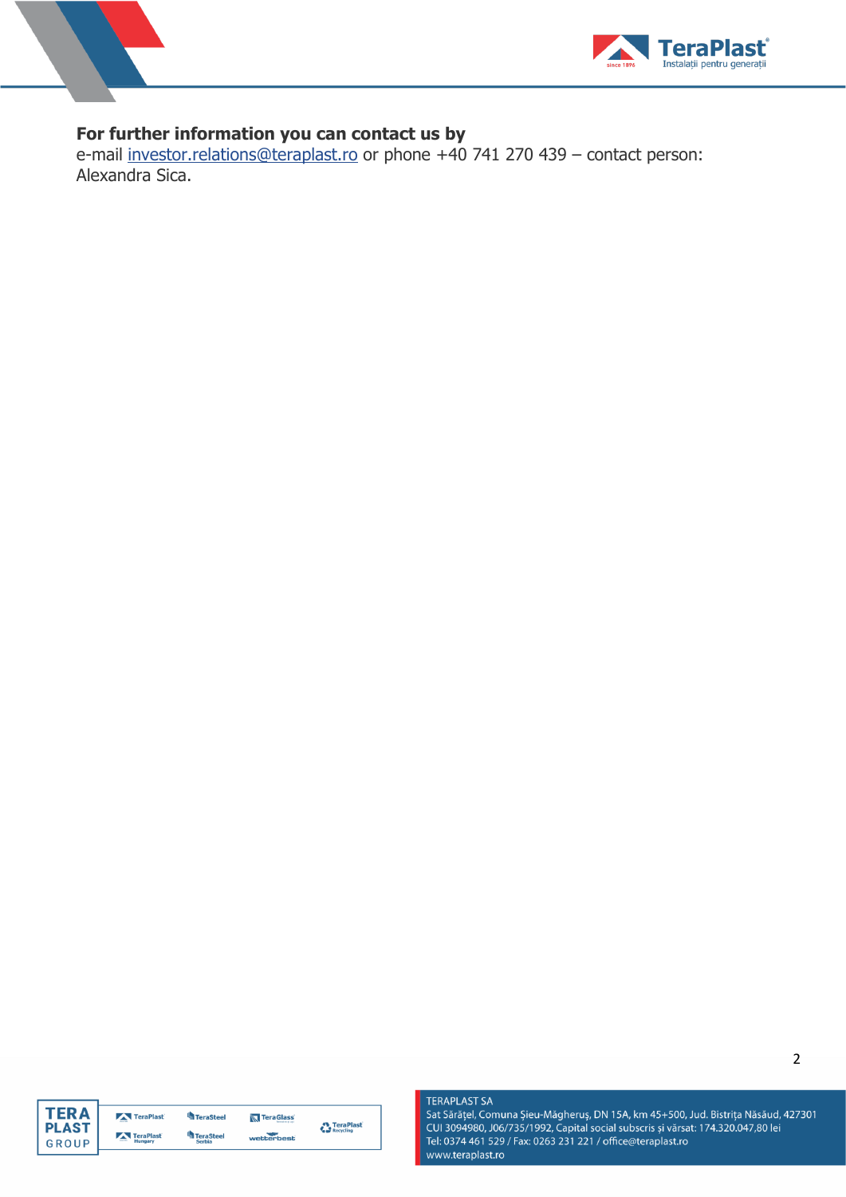**For further information you can contact us by**
e-mail investor.relations@teraplast.ro or phone +40 741 270 439 – contact person: Alexandra Sica.